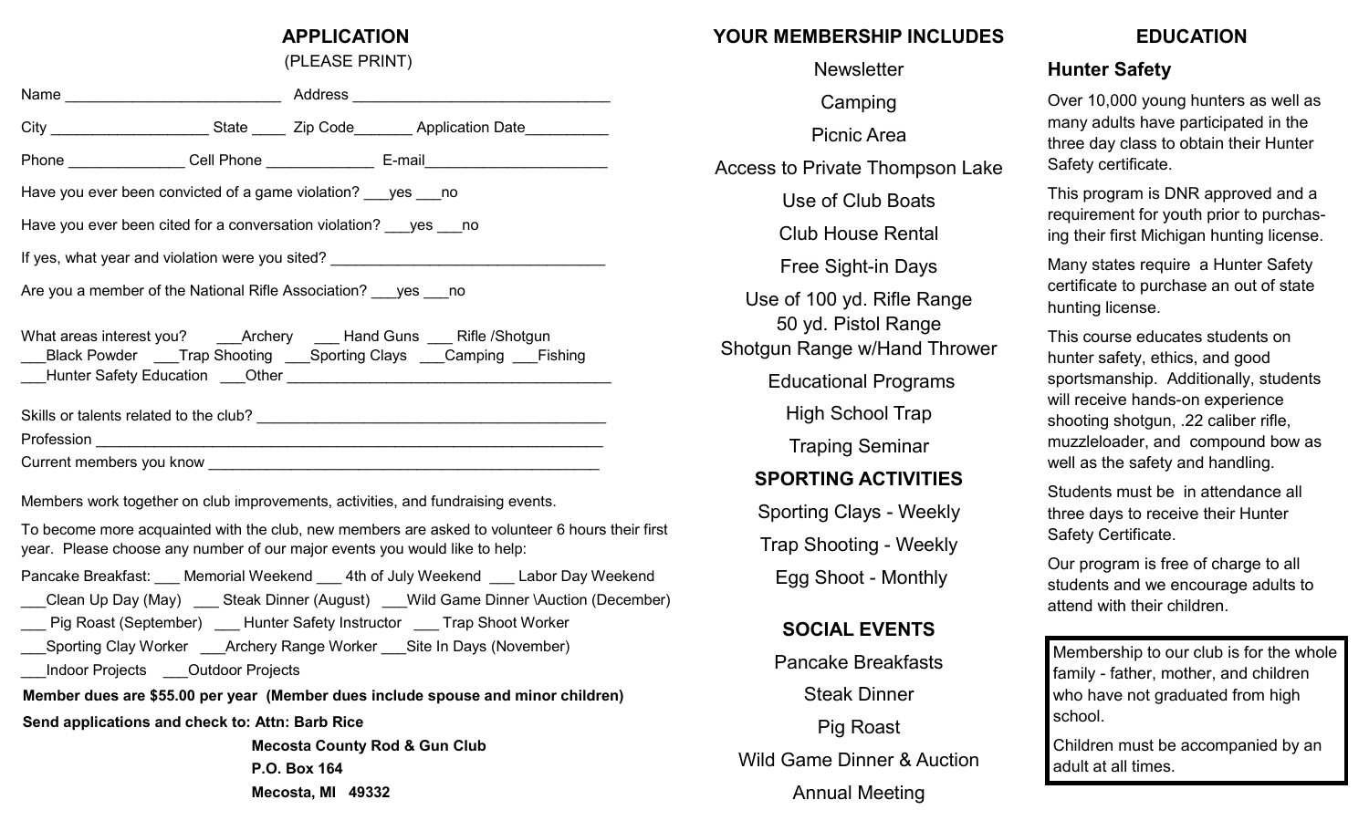## APPLICATION

(PLEASE PRINT)

Name _________________________ Address _______________________________

City ___________________ State ____ Zip Code_______ Application Date__________

Phone ______________ Cell Phone _____________ E-mail______________________

Have you ever been convicted of a game violation? ___yes ___no

Have you ever been cited for a conversation violation? ___yes ___no

If yes, what year and violation were you sited? ___________________________________

Are you a member of the National Rifle Association? ___yes ___no

What areas interest you? ___Archery ___ Hand Guns ___ Rifle /Shotgun
___Black Powder ___Trap Shooting ___Sporting Clays ___Camping ___Fishing
___Hunter Safety Education ___Other ________________________________________

Skills or talents related to the club? __________________________________________

Profession ______________________________________________________________

Current members you know _______________________________________________

Members work together on club improvements, activities, and fundraising events.

To become more acquainted with the club, new members are asked to volunteer 6 hours their first year. Please choose any number of our major events you would like to help:

Pancake Breakfast: ___ Memorial Weekend ___ 4th of July Weekend ___ Labor Day Weekend
___Clean Up Day (May) ___ Steak Dinner (August) ___Wild Game Dinner \Auction (December)
___ Pig Roast (September) ___ Hunter Safety Instructor ___ Trap Shoot Worker
___Sporting Clay Worker ___Archery Range Worker ___Site In Days (November)
___Indoor Projects ___Outdoor Projects

**Member dues are $55.00 per year (Member dues include spouse and minor children)**

**Send applications and check to: Attn: Barb Rice**

**Mecosta County Rod & Gun Club**
**P.O. Box 164**
**Mecosta, MI 49332**

## YOUR MEMBERSHIP INCLUDES

Newsletter

Camping

Picnic Area

Access to Private Thompson Lake

Use of Club Boats

Club House Rental

Free Sight-in Days

Use of 100 yd. Rifle Range
50 yd. Pistol Range
Shotgun Range w/Hand Thrower

Educational Programs

High School Trap

Traping Seminar

## SPORTING ACTIVITIES

Sporting Clays - Weekly

Trap Shooting - Weekly

Egg Shoot - Monthly

## SOCIAL EVENTS

Pancake Breakfasts

Steak Dinner

Pig Roast

Wild Game Dinner & Auction

Annual Meeting

## EDUCATION

### Hunter Safety

Over 10,000 young hunters as well as many adults have participated in the three day class to obtain their Hunter Safety certificate.

This program is DNR approved and a requirement for youth prior to purchasing their first Michigan hunting license.

Many states require a Hunter Safety certificate to purchase an out of state hunting license.

This course educates students on hunter safety, ethics, and good sportsmanship. Additionally, students will receive hands-on experience shooting shotgun, .22 caliber rifle, muzzleloader, and compound bow as well as the safety and handling.

Students must be in attendance all three days to receive their Hunter Safety Certificate.

Our program is free of charge to all students and we encourage adults to attend with their children.

Membership to our club is for the whole family - father, mother, and children who have not graduated from high school.

Children must be accompanied by an adult at all times.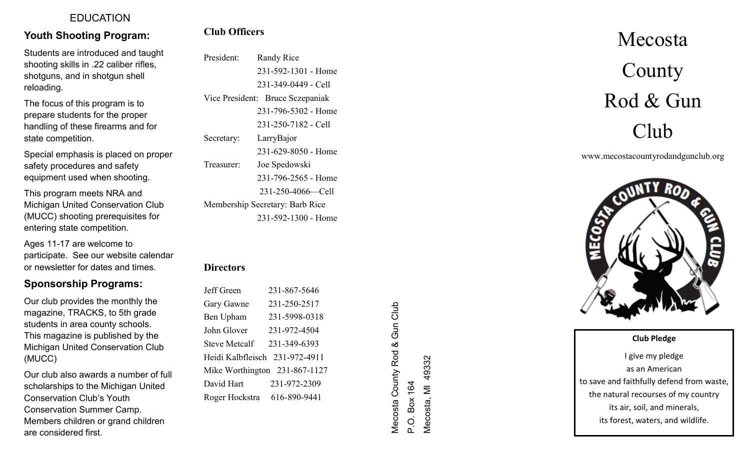EDUCATION

## Youth Shooting Program:

Students are introduced and taught shooting skills in .22 caliber rifles, shotguns, and in shotgun shell reloading.

The focus of this program is to prepare students for the proper handling of these firearms and for state competition.

Special emphasis is placed on proper safety procedures and safety equipment used when shooting.

This program meets NRA and Michigan United Conservation Club (MUCC) shooting prerequisites for entering state competition.

Ages 11-17 are welcome to participate. See our website calendar or newsletter for dates and times.

## Sponsorship Programs:

Our club provides the monthly the magazine, TRACKS, to 5th grade students in area county schools. This magazine is published by the Michigan United Conservation Club (MUCC)

Our club also awards a number of full scholarships to the Michigan United Conservation Club's Youth Conservation Summer Camp. Members children or grand children are considered first.

## Club Officers

President: Randy Rice
231-592-1301 - Home
231-349-0449 - Cell

Vice President: Bruce Sczepaniak
231-796-5302 - Home
231-250-7182 - Cell

Secretary: LarryBajor
231-629-8050 - Home

Treasurer: Joe Spedowski
231-796-2565 - Home
231-250-4066—Cell

Membership Secretary: Barb Rice
231-592-1300 - Home

## Directors

| | |
|---|---|
| Jeff Green | 231-867-5646 |
| Gary Gawne | 231-250-2517 |
| Ben Upham | 231-5998-0318 |
| John Glover | 231-972-4504 |
| Steve Metcalf | 231-349-6393 |
| Heidi Kalbfleisch | 231-972-4911 |
| Mike Worthington | 231-867-1127 |
| David Hart | 231-972-2309 |
| Roger Hockstra | 616-890-9441 |

Mecosta County Rod & Gun Club
P.O. Box 164
Mecosta, MI 49332

# Mecosta County Rod & Gun Club

www.mecostacountyrodandgunclub.org

**Club Pledge**

I give my pledge
as an American
to save and faithfully defend from waste,
the natural recourses of my country
its air, soil, and minerals,
its forest, waters, and wildlife.